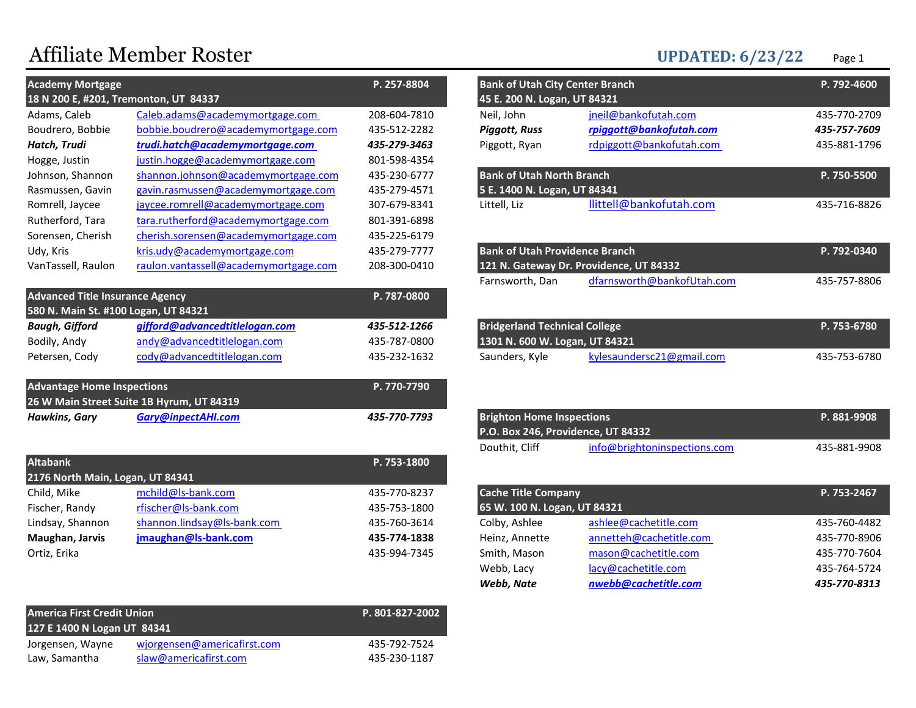# Affiliate Member Roster

**UPDATED: 6/23/22**

## Academy Mortgage — P. 257-8804
**18 N 200 E, #201, Tremonton, UT 84337**

| Name | Email | Phone |
|---|---|---|
| Adams, Caleb | Caleb.adams@academymortgage.com | 208-604-7810 |
| Boudrero, Bobbie | bobbie.boudrero@academymortgage.com | 435-512-2282 |
| ***Hatch, Trudi*** | ***trudi.hatch@academymortgage.com*** | ***435-279-3463*** |
| Hogge, Justin | justin.hogge@academymortgage.com | 801-598-4354 |
| Johnson, Shannon | shannon.johnson@academymortgage.com | 435-230-6777 |
| Rasmussen, Gavin | gavin.rasmussen@academymortgage.com | 435-279-4571 |
| Romrell, Jaycee | jaycee.romrell@academymortgage.com | 307-679-8341 |
| Rutherford, Tara | tara.rutherford@academymortgage.com | 801-391-6898 |
| Sorensen, Cherish | cherish.sorensen@academymortgage.com | 435-225-6179 |
| Udy, Kris | kris.udy@academymortgage.com | 435-279-7777 |
| VanTassell, Raulon | raulon.vantassell@academymortgage.com | 208-300-0410 |

## Advanced Title Insurance Agency — P. 787-0800
**580 N. Main St. #100 Logan, UT 84321**

| Name | Email | Phone |
|---|---|---|
| ***Baugh, Gifford*** | ***gifford@advancedtitlelogan.com*** | ***435-512-1266*** |
| Bodily, Andy | andy@advancedtitlelogan.com | 435-787-0800 |
| Petersen, Cody | cody@advancedtitlelogan.com | 435-232-1632 |

## Advantage Home Inspections — P. 770-7790
**26 W Main Street Suite 1B Hyrum, UT 84319**

| Name | Email | Phone |
|---|---|---|
| ***Hawkins, Gary*** | ***Gary@inpectAHI.com*** | ***435-770-7793*** |

## Altabank — P. 753-1800
**2176 North Main, Logan, UT 84341**

| Name | Email | Phone |
|---|---|---|
| Child, Mike | mchild@ls-bank.com | 435-770-8237 |
| Fischer, Randy | rfischer@ls-bank.com | 435-753-1800 |
| Lindsay, Shannon | shannon.lindsay@ls-bank.com | 435-760-3614 |
| **Maughan, Jarvis** | **jmaughan@ls-bank.com** | **435-774-1838** |
| Ortiz, Erika | | 435-994-7345 |

## America First Credit Union — P. 801-827-2002
**127 E 1400 N Logan UT 84341**

| Name | Email | Phone |
|---|---|---|
| Jorgensen, Wayne | wjorgensen@americafirst.com | 435-792-7524 |
| Law, Samantha | slaw@americafirst.com | 435-230-1187 |

## Bank of Utah City Center Branch — P. 792-4600
**45 E. 200 N. Logan, UT 84321**

| Name | Email | Phone |
|---|---|---|
| Neil, John | jneil@bankofutah.com | 435-770-2709 |
| ***Piggott, Russ*** | ***rpiggott@bankofutah.com*** | ***435-757-7609*** |
| Piggott, Ryan | rdpiggott@bankofutah.com | 435-881-1796 |

## Bank of Utah North Branch — P. 750-5500
**5 E. 1400 N. Logan, UT 84341**

| Name | Email | Phone |
|---|---|---|
| Littell, Liz | llittell@bankofutah.com | 435-716-8826 |

## Bank of Utah Providence Branch — P. 792-0340
**121 N. Gateway Dr. Providence, UT 84332**

| Name | Email | Phone |
|---|---|---|
| Farnsworth, Dan | dfarnsworth@bankofUtah.com | 435-757-8806 |

## Bridgerland Technical College — P. 753-6780
**1301 N. 600 W. Logan, UT 84321**

| Name | Email | Phone |
|---|---|---|
| Saunders, Kyle | kylesaundersc21@gmail.com | 435-753-6780 |

## Brighton Home Inspections — P. 881-9908
**P.O. Box 246, Providence, UT 84332**

| Name | Email | Phone |
|---|---|---|
| Douthit, Cliff | info@brightoninspections.com | 435-881-9908 |

## Cache Title Company — P. 753-2467
**65 W. 100 N. Logan, UT 84321**

| Name | Email | Phone |
|---|---|---|
| Colby, Ashlee | ashlee@cachetitle.com | 435-760-4482 |
| Heinz, Annette | annetteh@cachetitle.com | 435-770-8906 |
| Smith, Mason | mason@cachetitle.com | 435-770-7604 |
| Webb, Lacy | lacy@cachetitle.com | 435-764-5724 |
| ***Webb, Nate*** | ***nwebb@cachetitle.com*** | ***435-770-8313*** |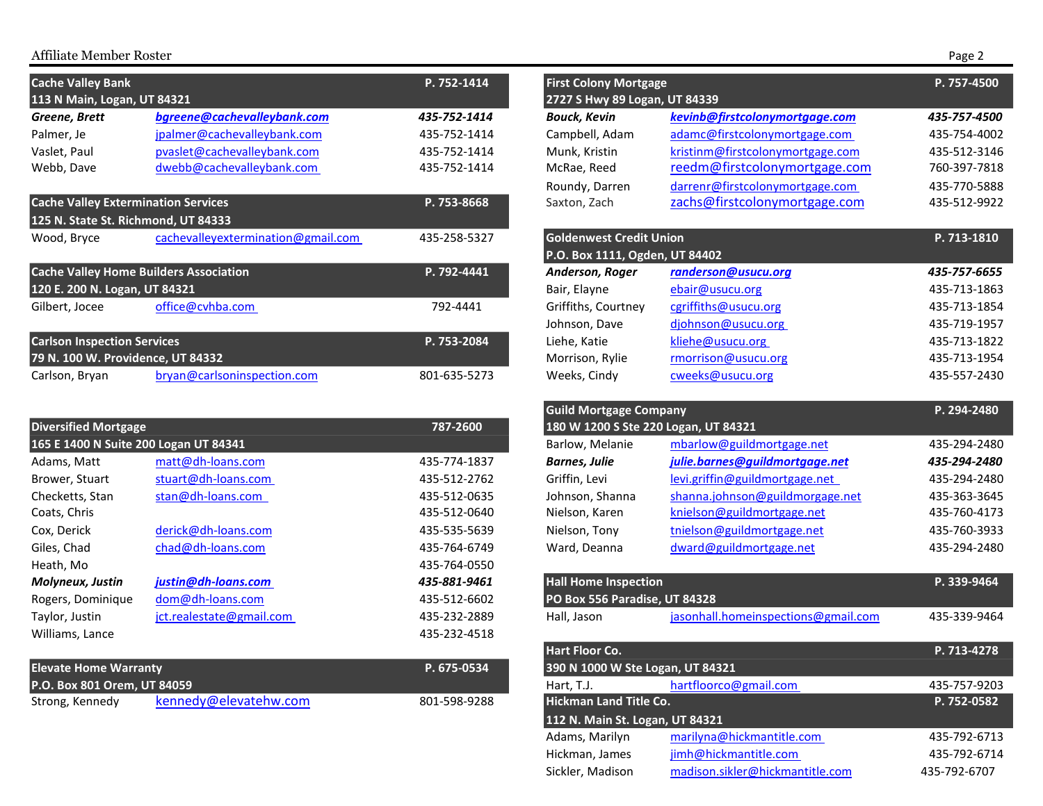## Cache Valley Bank

113 N Main, Logan, UT 84321 — P. 752-1414

| Name | Email | Phone |
|---|---|---|
| ***Greene, Brett*** | ***bgreene@cachevalleybank.com*** | ***435-752-1414*** |
| Palmer, Je | jpalmer@cachevalleybank.com | 435-752-1414 |
| Vaslet, Paul | pvaslet@cachevalleybank.com | 435-752-1414 |
| Webb, Dave | dwebb@cachevalleybank.com | 435-752-1414 |

## Cache Valley Extermination Services

125 N. State St. Richmond, UT 84333 — P. 753-8668

| Name | Email | Phone |
|---|---|---|
| Wood, Bryce | cachevalleyextermination@gmail.com | 435-258-5327 |

## Cache Valley Home Builders Association

120 E. 200 N. Logan, UT 84321 — P. 792-4441

| Name | Email | Phone |
|---|---|---|
| Gilbert, Jocee | office@cvhba.com | 792-4441 |

## Carlson Inspection Services

79 N. 100 W. Providence, UT 84332 — P. 753-2084

| Name | Email | Phone |
|---|---|---|
| Carlson, Bryan | bryan@carlsoninspection.com | 801-635-5273 |

## Diversified Mortgage

165 E 1400 N Suite 200 Logan UT 84341 — 787-2600

| Name | Email | Phone |
|---|---|---|
| Adams, Matt | matt@dh-loans.com | 435-774-1837 |
| Brower, Stuart | stuart@dh-loans.com | 435-512-2762 |
| Checketts, Stan | stan@dh-loans.com | 435-512-0635 |
| Coats, Chris | | 435-512-0640 |
| Cox, Derick | derick@dh-loans.com | 435-535-5639 |
| Giles, Chad | chad@dh-loans.com | 435-764-6749 |
| Heath, Mo | | 435-764-0550 |
| ***Molyneux, Justin*** | ***justin@dh-loans.com*** | ***435-881-9461*** |
| Rogers, Dominique | dom@dh-loans.com | 435-512-6602 |
| Taylor, Justin | jct.realestate@gmail.com | 435-232-2889 |
| Williams, Lance | | 435-232-4518 |

## Elevate Home Warranty

P.O. Box 801 Orem, UT 84059 — P. 675-0534

| Name | Email | Phone |
|---|---|---|
| Strong, Kennedy | kennedy@elevatehw.com | 801-598-9288 |

## First Colony Mortgage

2727 S Hwy 89 Logan, UT 84339 — P. 757-4500

| Name | Email | Phone |
|---|---|---|
| ***Bouck, Kevin*** | ***kevinb@firstcolonymortgage.com*** | ***435-757-4500*** |
| Campbell, Adam | adamc@firstcolonymortgage.com | 435-754-4002 |
| Munk, Kristin | kristinm@firstcolonymortgage.com | 435-512-3146 |
| McRae, Reed | reedm@firstcolonymortgage.com | 760-397-7818 |
| Roundy, Darren | darrenr@firstcolonymortgage.com | 435-770-5888 |
| Saxton, Zach | zachs@firstcolonymortgage.com | 435-512-9922 |

## Goldenwest Credit Union

P.O. Box 1111, Ogden, UT 84402 — P. 713-1810

| Name | Email | Phone |
|---|---|---|
| ***Anderson, Roger*** | ***randerson@usucu.org*** | ***435-757-6655*** |
| Bair, Elayne | ebair@usucu.org | 435-713-1863 |
| Griffiths, Courtney | cgriffiths@usucu.org | 435-713-1854 |
| Johnson, Dave | djohnson@usucu.org | 435-719-1957 |
| Liehe, Katie | kliehe@usucu.org | 435-713-1822 |
| Morrison, Rylie | rmorrison@usucu.org | 435-713-1954 |
| Weeks, Cindy | cweeks@usucu.org | 435-557-2430 |

## Guild Mortgage Company

180 W 1200 S Ste 220 Logan, UT 84321 — P. 294-2480

| Name | Email | Phone |
|---|---|---|
| Barlow, Melanie | mbarlow@guildmortgage.net | 435-294-2480 |
| ***Barnes, Julie*** | ***julie.barnes@guildmortgage.net*** | ***435-294-2480*** |
| Griffin, Levi | levi.griffin@guildmortgage.net | 435-294-2480 |
| Johnson, Shanna | shanna.johnson@guildmorgage.net | 435-363-3645 |
| Nielson, Karen | knielson@guildmortgage.net | 435-760-4173 |
| Nielson, Tony | tnielson@guildmortgage.net | 435-760-3933 |
| Ward, Deanna | dward@guildmortgage.net | 435-294-2480 |

## Hall Home Inspection

PO Box 556 Paradise, UT 84328 — P. 339-9464

| Name | Email | Phone |
|---|---|---|
| Hall, Jason | jasonhall.homeinspections@gmail.com | 435-339-9464 |

## Hart Floor Co.

390 N 1000 W Ste Logan, UT 84321 — P. 713-4278

| Name | Email | Phone |
|---|---|---|
| Hart, T.J. | hartfloorco@gmail.com | 435-757-9203 |

## Hickman Land Title Co.

112 N. Main St. Logan, UT 84321 — P. 752-0582

| Name | Email | Phone |
|---|---|---|
| Adams, Marilyn | marilyna@hickmantitle.com | 435-792-6713 |
| Hickman, James | jimh@hickmantitle.com | 435-792-6714 |
| Sickler, Madison | madison.sikler@hickmantitle.com | 435-792-6707 |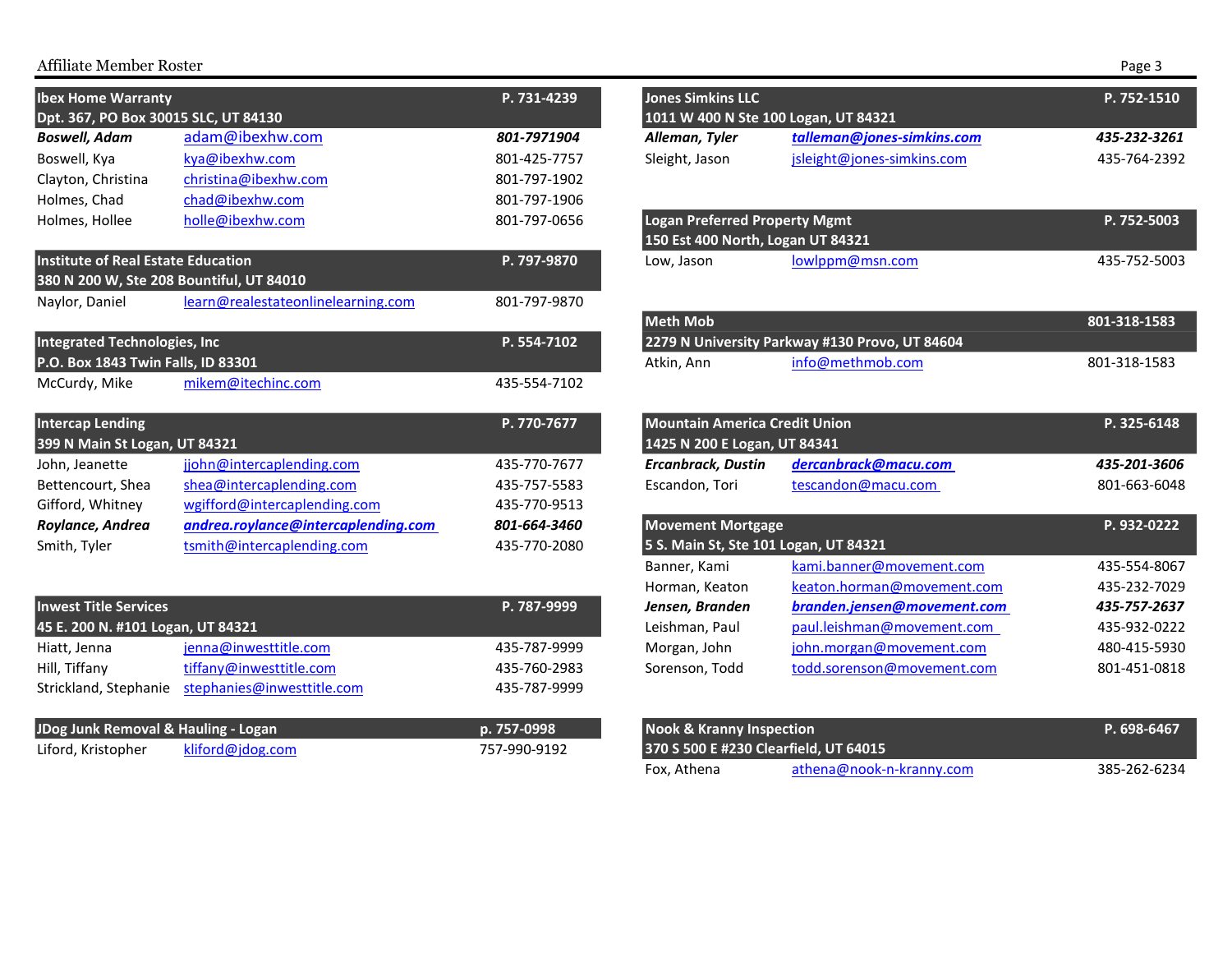### Ibex Home Warranty — P. 731-4239
Dpt. 367, PO Box 30015 SLC, UT 84130

| Name | Email | Phone |
|---|---|---|
| ***Boswell, Adam*** | adam@ibexhw.com | ***801-7971904*** |
| Boswell, Kya | kya@ibexhw.com | 801-425-7757 |
| Clayton, Christina | christina@ibexhw.com | 801-797-1902 |
| Holmes, Chad | chad@ibexhw.com | 801-797-1906 |
| Holmes, Hollee | holle@ibexhw.com | 801-797-0656 |

### Institute of Real Estate Education — P. 797-9870
380 N 200 W, Ste 208 Bountiful, UT 84010

| Name | Email | Phone |
|---|---|---|
| Naylor, Daniel | learn@realestateonlinelearning.com | 801-797-9870 |

### Integrated Technologies, Inc — P. 554-7102
P.O. Box 1843 Twin Falls, ID 83301

| Name | Email | Phone |
|---|---|---|
| McCurdy, Mike | mikem@itechinc.com | 435-554-7102 |

### Intercap Lending — P. 770-7677
399 N Main St Logan, UT 84321

| Name | Email | Phone |
|---|---|---|
| John, Jeanette | jjohn@intercaplending.com | 435-770-7677 |
| Bettencourt, Shea | shea@intercaplending.com | 435-757-5583 |
| Gifford, Whitney | wgifford@intercaplending.com | 435-770-9513 |
| ***Roylance, Andrea*** | ***andrea.roylance@intercaplending.com*** | ***801-664-3460*** |
| Smith, Tyler | tsmith@intercaplending.com | 435-770-2080 |

### Inwest Title Services — P. 787-9999
45 E. 200 N. #101 Logan, UT 84321

| Name | Email | Phone |
|---|---|---|
| Hiatt, Jenna | jenna@inwesttitle.com | 435-787-9999 |
| Hill, Tiffany | tiffany@inwesttitle.com | 435-760-2983 |
| Strickland, Stephanie | stephanies@inwesttitle.com | 435-787-9999 |

### JDog Junk Removal & Hauling - Logan — p. 757-0998

| Name | Email | Phone |
|---|---|---|
| Liford, Kristopher | kliford@jdog.com | 757-990-9192 |

### Jones Simkins LLC — P. 752-1510
1011 W 400 N Ste 100 Logan, UT 84321

| Name | Email | Phone |
|---|---|---|
| ***Alleman, Tyler*** | ***talleman@jones-simkins.com*** | ***435-232-3261*** |
| Sleight, Jason | jsleight@jones-simkins.com | 435-764-2392 |

### Logan Preferred Property Mgmt — P. 752-5003
150 Est 400 North, Logan UT 84321

| Name | Email | Phone |
|---|---|---|
| Low, Jason | lowlppm@msn.com | 435-752-5003 |

### Meth Mob — 801-318-1583
2279 N University Parkway #130 Provo, UT 84604

| Name | Email | Phone |
|---|---|---|
| Atkin, Ann | info@methmob.com | 801-318-1583 |

### Mountain America Credit Union — P. 325-6148
1425 N 200 E Logan, UT 84341

| Name | Email | Phone |
|---|---|---|
| ***Ercanbrack, Dustin*** | ***dercanbrack@macu.com*** | ***435-201-3606*** |
| Escandon, Tori | tescandon@macu.com | 801-663-6048 |

### Movement Mortgage — P. 932-0222
5 S. Main St, Ste 101 Logan, UT 84321

| Name | Email | Phone |
|---|---|---|
| Banner, Kami | kami.banner@movement.com | 435-554-8067 |
| Horman, Keaton | keaton.horman@movement.com | 435-232-7029 |
| ***Jensen, Branden*** | ***branden.jensen@movement.com*** | ***435-757-2637*** |
| Leishman, Paul | paul.leishman@movement.com | 435-932-0222 |
| Morgan, John | john.morgan@movement.com | 480-415-5930 |
| Sorenson, Todd | todd.sorenson@movement.com | 801-451-0818 |

### Nook & Kranny Inspection — P. 698-6467
370 S 500 E #230 Clearfield, UT 64015

| Name | Email | Phone |
|---|---|---|
| Fox, Athena | athena@nook-n-kranny.com | 385-262-6234 |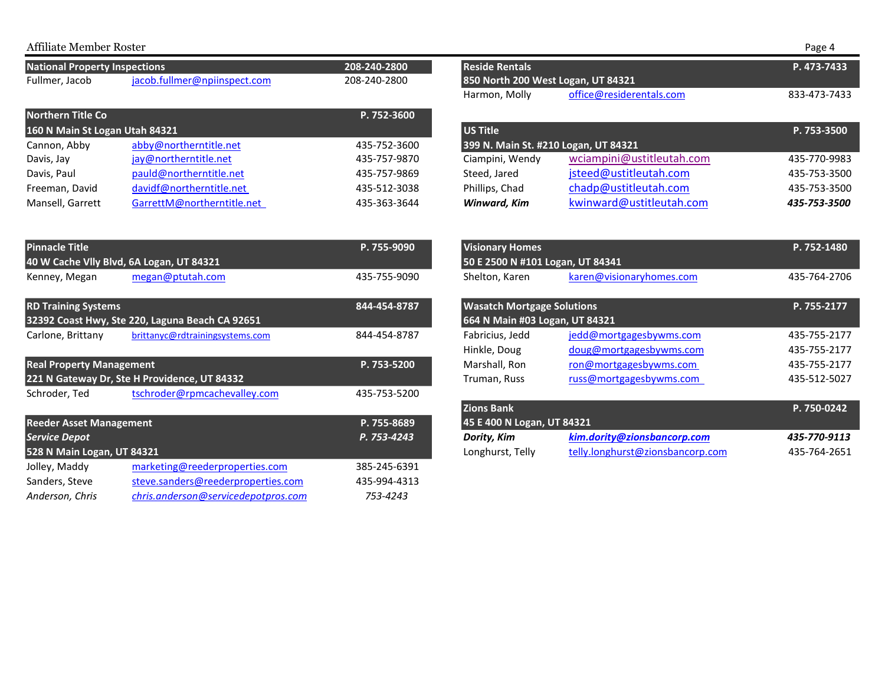Affiliate Member Roster

| National Property Inspections | | 208-240-2800 |
|---|---|---|
| Fullmer, Jacob | jacob.fullmer@npiinspect.com | 208-240-2800 |

| Northern Title Co<br>160 N Main St Logan Utah 84321 | | P. 752-3600 |
|---|---|---|
| Cannon, Abby | abby@northerntitle.net | 435-752-3600 |
| Davis, Jay | jay@northerntitle.net | 435-757-9870 |
| Davis, Paul | pauld@northerntitle.net | 435-757-9869 |
| Freeman, David | davidf@northerntitle.net | 435-512-3038 |
| Mansell, Garrett | GarrettM@northerntitle.net | 435-363-3644 |

| Pinnacle Title<br>40 W Cache Vlly Blvd, 6A Logan, UT 84321 | | P. 755-9090 |
|---|---|---|
| Kenney, Megan | megan@ptutah.com | 435-755-9090 |

| RD Training Systems<br>32392 Coast Hwy, Ste 220, Laguna Beach CA 92651 | | 844-454-8787 |
|---|---|---|
| Carlone, Brittany | brittanyc@rdtrainingsystems.com | 844-454-8787 |

| Real Property Management<br>221 N Gateway Dr, Ste H Providence, UT 84332 | | P. 753-5200 |
|---|---|---|
| Schroder, Ted | tschroder@rpmcachevalley.com | 435-753-5200 |

| Reeder Asset Management<br>*Service Depot*<br>528 N Main Logan, UT 84321 | | P. 755-8689<br>*P. 753-4243* |
|---|---|---|
| Jolley, Maddy | marketing@reederproperties.com | 385-245-6391 |
| Sanders, Steve | steve.sanders@reederproperties.com | 435-994-4313 |
| *Anderson, Chris* | *chris.anderson@servicedepotpros.com* | *753-4243* |

| Reside Rentals<br>850 North 200 West Logan, UT 84321 | | P. 473-7433 |
|---|---|---|
| Harmon, Molly | office@residerentals.com | 833-473-7433 |

| US Title<br>399 N. Main St. #210 Logan, UT 84321 | | P. 753-3500 |
|---|---|---|
| Ciampini, Wendy | wciampini@ustitleutah.com | 435-770-9983 |
| Steed, Jared | jsteed@ustitleutah.com | 435-753-3500 |
| Phillips, Chad | chadp@ustitleutah.com | 435-753-3500 |
| ***Winward, Kim*** | kwinward@ustitleutah.com | ***435-753-3500*** |

| Visionary Homes<br>50 E 2500 N #101 Logan, UT 84341 | | P. 752-1480 |
|---|---|---|
| Shelton, Karen | karen@visionaryhomes.com | 435-764-2706 |

| Wasatch Mortgage Solutions<br>664 N Main #03 Logan, UT 84321 | | P. 755-2177 |
|---|---|---|
| Fabricius, Jedd | jedd@mortgagesbywms.com | 435-755-2177 |
| Hinkle, Doug | doug@mortgagesbywms.com | 435-755-2177 |
| Marshall, Ron | ron@mortgagesbywms.com | 435-755-2177 |
| Truman, Russ | russ@mortgagesbywms.com | 435-512-5027 |

| Zions Bank<br>45 E 400 N Logan, UT 84321 | | P. 750-0242 |
|---|---|---|
| ***Dority, Kim*** | ***kim.dority@zionsbancorp.com*** | ***435-770-9113*** |
| Longhurst, Telly | telly.longhurst@zionsbancorp.com | 435-764-2651 |